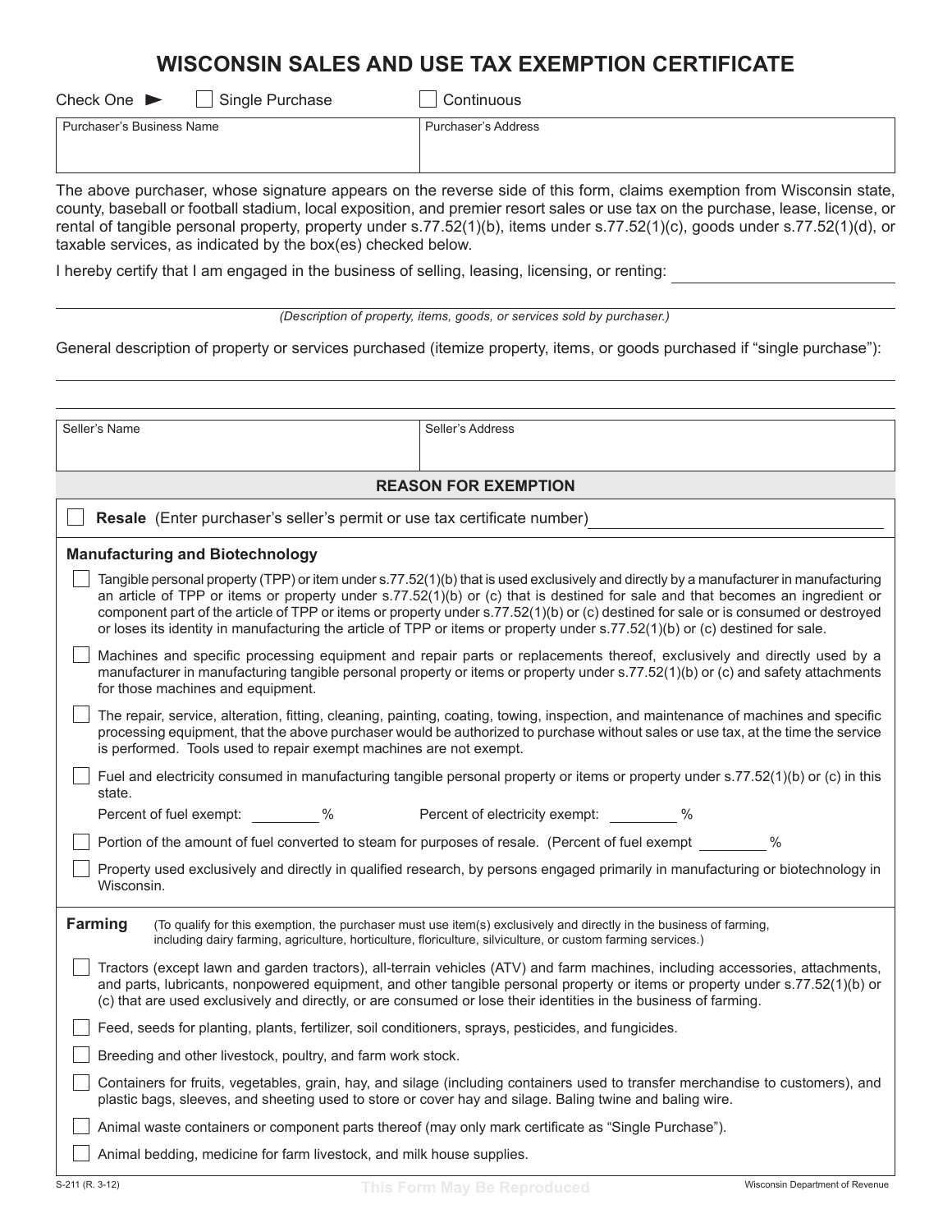# WISCONSIN SALES AND USE TAX EXEMPTION CERTIFICATE

Check One ► ☐ Single Purchase ☐ Continuous

| Purchaser's Business Name | Purchaser's Address |
| --- | --- |
| | |

The above purchaser, whose signature appears on the reverse side of this form, claims exemption from Wisconsin state, county, baseball or football stadium, local exposition, and premier resort sales or use tax on the purchase, lease, license, or rental of tangible personal property, property under s.77.52(1)(b), items under s.77.52(1)(c), goods under s.77.52(1)(d), or taxable services, as indicated by the box(es) checked below.

I hereby certify that I am engaged in the business of selling, leasing, licensing, or renting: ____________________

____________________

*(Description of property, items, goods, or services sold by purchaser.)*

General description of property or services purchased (itemize property, items, or goods purchased if "single purchase"):

____________________

____________________

| Seller's Name | Seller's Address |
| --- | --- |
| | |

## REASON FOR EXEMPTION

☐ **Resale** (Enter purchaser's seller's permit or use tax certificate number) ____________________

### Manufacturing and Biotechnology

☐ Tangible personal property (TPP) or item under s.77.52(1)(b) that is used exclusively and directly by a manufacturer in manufacturing an article of TPP or items or property under s.77.52(1)(b) or (c) that is destined for sale and that becomes an ingredient or component part of the article of TPP or items or property under s.77.52(1)(b) or (c) destined for sale or is consumed or destroyed or loses its identity in manufacturing the article of TPP or items or property under s.77.52(1)(b) or (c) destined for sale.

☐ Machines and specific processing equipment and repair parts or replacements thereof, exclusively and directly used by a manufacturer in manufacturing tangible personal property or items or property under s.77.52(1)(b) or (c) and safety attachments for those machines and equipment.

☐ The repair, service, alteration, fitting, cleaning, painting, coating, towing, inspection, and maintenance of machines and specific processing equipment, that the above purchaser would be authorized to purchase without sales or use tax, at the time the service is performed. Tools used to repair exempt machines are not exempt.

☐ Fuel and electricity consumed in manufacturing tangible personal property or items or property under s.77.52(1)(b) or (c) in this state.

Percent of fuel exempt: ________ % Percent of electricity exempt: ________ %

☐ Portion of the amount of fuel converted to steam for purposes of resale. (Percent of fuel exempt ________ %

☐ Property used exclusively and directly in qualified research, by persons engaged primarily in manufacturing or biotechnology in Wisconsin.

### Farming

(To qualify for this exemption, the purchaser must use item(s) exclusively and directly in the business of farming, including dairy farming, agriculture, horticulture, floriculture, silviculture, or custom farming services.)

☐ Tractors (except lawn and garden tractors), all-terrain vehicles (ATV) and farm machines, including accessories, attachments, and parts, lubricants, nonpowered equipment, and other tangible personal property or items or property under s.77.52(1)(b) or (c) that are used exclusively and directly, or are consumed or lose their identities in the business of farming.

☐ Feed, seeds for planting, plants, fertilizer, soil conditioners, sprays, pesticides, and fungicides.

☐ Breeding and other livestock, poultry, and farm work stock.

☐ Containers for fruits, vegetables, grain, hay, and silage (including containers used to transfer merchandise to customers), and plastic bags, sleeves, and sheeting used to store or cover hay and silage. Baling twine and baling wire.

☐ Animal waste containers or component parts thereof (may only mark certificate as "Single Purchase").

☐ Animal bedding, medicine for farm livestock, and milk house supplies.

S-211 (R. 3-12) This Form May Be Reproduced Wisconsin Department of Revenue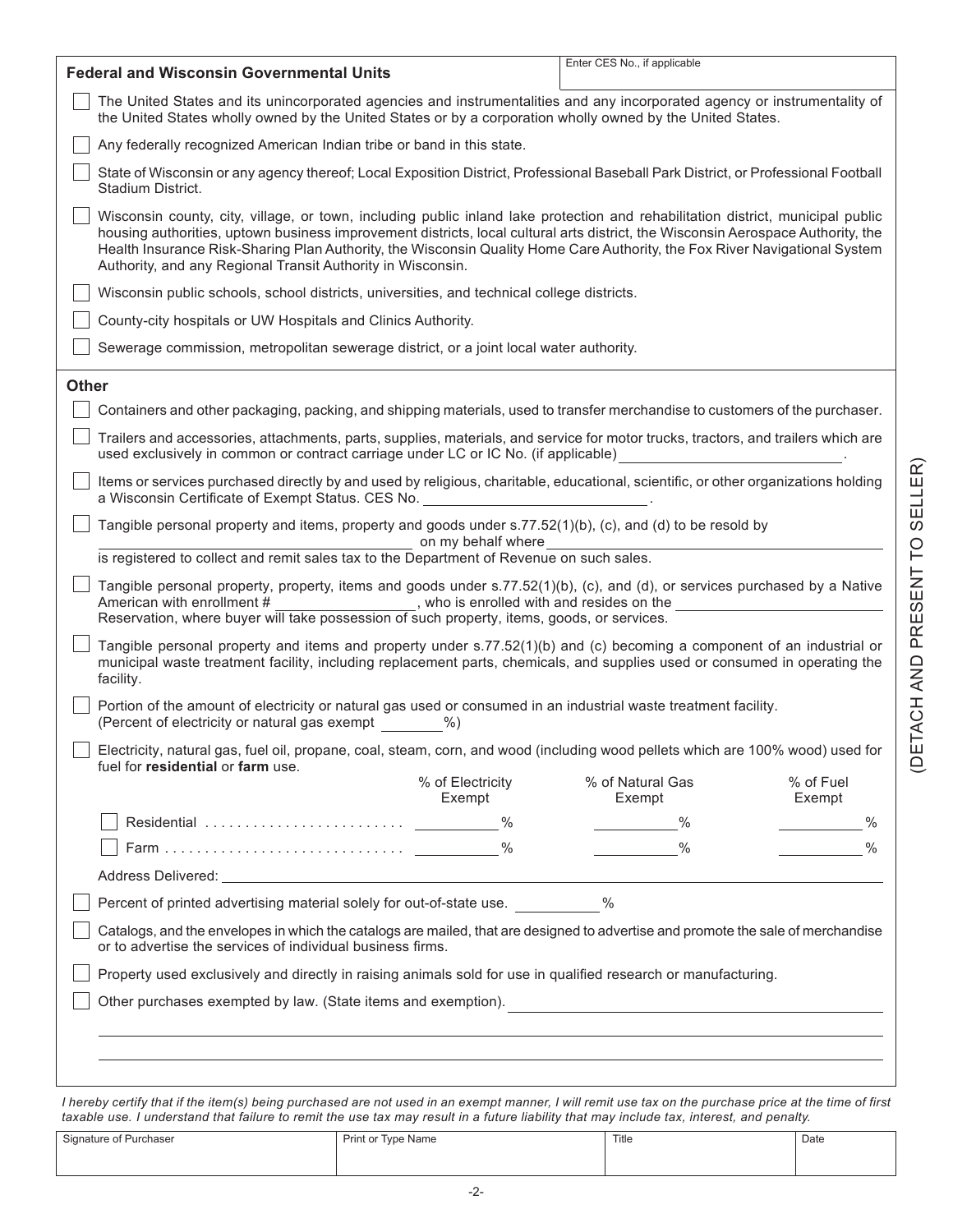## Federal and Wisconsin Governmental Units

Enter CES No., if applicable

- ☐ The United States and its unincorporated agencies and instrumentalities and any incorporated agency or instrumentality of the United States wholly owned by the United States or by a corporation wholly owned by the United States.
- ☐ Any federally recognized American Indian tribe or band in this state.
- ☐ State of Wisconsin or any agency thereof; Local Exposition District, Professional Baseball Park District, or Professional Football Stadium District.
- ☐ Wisconsin county, city, village, or town, including public inland lake protection and rehabilitation district, municipal public housing authorities, uptown business improvement districts, local cultural arts district, the Wisconsin Aerospace Authority, the Health Insurance Risk-Sharing Plan Authority, the Wisconsin Quality Home Care Authority, the Fox River Navigational System Authority, and any Regional Transit Authority in Wisconsin.
- ☐ Wisconsin public schools, school districts, universities, and technical college districts.
- ☐ County-city hospitals or UW Hospitals and Clinics Authority.
- ☐ Sewerage commission, metropolitan sewerage district, or a joint local water authority.

## Other

- ☐ Containers and other packaging, packing, and shipping materials, used to transfer merchandise to customers of the purchaser.
- ☐ Trailers and accessories, attachments, parts, supplies, materials, and service for motor trucks, tractors, and trailers which are used exclusively in common or contract carriage under LC or IC No. (if applicable) ____________.
- ☐ Items or services purchased directly by and used by religious, charitable, educational, scientific, or other organizations holding a Wisconsin Certificate of Exempt Status. CES No. ____________.
- ☐ Tangible personal property and items, property and goods under s.77.52(1)(b), (c), and (d) to be resold by ____________ on my behalf where ____________ is registered to collect and remit sales tax to the Department of Revenue on such sales.
- ☐ Tangible personal property, property, items and goods under s.77.52(1)(b), (c), and (d), or services purchased by a Native American with enrollment # ____________, who is enrolled with and resides on the ____________ Reservation, where buyer will take possession of such property, items, goods, or services.
- ☐ Tangible personal property and items and property under s.77.52(1)(b) and (c) becoming a component of an industrial or municipal waste treatment facility, including replacement parts, chemicals, and supplies used or consumed in operating the facility.
- ☐ Portion of the amount of electricity or natural gas used or consumed in an industrial waste treatment facility. (Percent of electricity or natural gas exempt ______%)
- ☐ Electricity, natural gas, fuel oil, propane, coal, steam, corn, and wood (including wood pellets which are 100% wood) used for fuel for **residential** or **farm** use.

| | % of Electricity Exempt | % of Natural Gas Exempt | % of Fuel Exempt |
|---|---|---|---|
| ☐ Residential | ______% | ______% | ______% |
| ☐ Farm | ______% | ______% | ______% |

Address Delivered: ____________

- ☐ Percent of printed advertising material solely for out-of-state use. ______%
- ☐ Catalogs, and the envelopes in which the catalogs are mailed, that are designed to advertise and promote the sale of merchandise or to advertise the services of individual business firms.
- ☐ Property used exclusively and directly in raising animals sold for use in qualified research or manufacturing.
- ☐ Other purchases exempted by law. (State items and exemption). ____________

(DETACH AND PRESENT TO SELLER)

*I hereby certify that if the item(s) being purchased are not used in an exempt manner, I will remit use tax on the purchase price at the time of first taxable use. I understand that failure to remit the use tax may result in a future liability that may include tax, interest, and penalty.*

| Signature of Purchaser | Print or Type Name | Title | Date |
|---|---|---|---|
| | | | |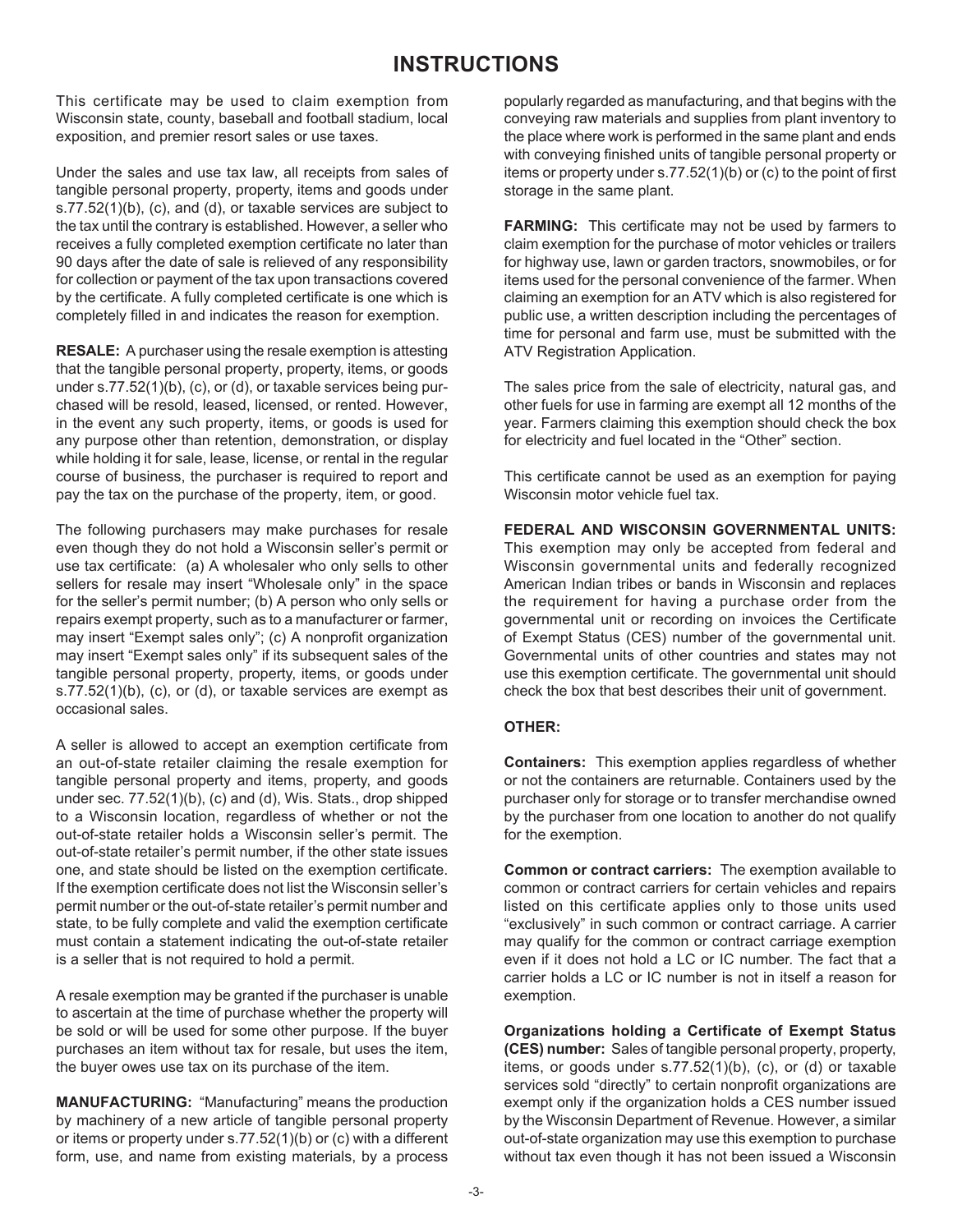# INSTRUCTIONS

This certificate may be used to claim exemption from Wisconsin state, county, baseball and football stadium, local exposition, and premier resort sales or use taxes.

Under the sales and use tax law, all receipts from sales of tangible personal property, property, items and goods under s.77.52(1)(b), (c), and (d), or taxable services are subject to the tax until the contrary is established. However, a seller who receives a fully completed exemption certificate no later than 90 days after the date of sale is relieved of any responsibility for collection or payment of the tax upon transactions covered by the certificate. A fully completed certificate is one which is completely filled in and indicates the reason for exemption.

**RESALE:** A purchaser using the resale exemption is attesting that the tangible personal property, property, items, or goods under s.77.52(1)(b), (c), or (d), or taxable services being purchased will be resold, leased, licensed, or rented. However, in the event any such property, items, or goods is used for any purpose other than retention, demonstration, or display while holding it for sale, lease, license, or rental in the regular course of business, the purchaser is required to report and pay the tax on the purchase of the property, item, or good.

The following purchasers may make purchases for resale even though they do not hold a Wisconsin seller's permit or use tax certificate: (a) A wholesaler who only sells to other sellers for resale may insert "Wholesale only" in the space for the seller's permit number; (b) A person who only sells or repairs exempt property, such as to a manufacturer or farmer, may insert "Exempt sales only"; (c) A nonprofit organization may insert "Exempt sales only" if its subsequent sales of the tangible personal property, property, items, or goods under s.77.52(1)(b), (c), or (d), or taxable services are exempt as occasional sales.

A seller is allowed to accept an exemption certificate from an out-of-state retailer claiming the resale exemption for tangible personal property and items, property, and goods under sec. 77.52(1)(b), (c) and (d), Wis. Stats., drop shipped to a Wisconsin location, regardless of whether or not the out-of-state retailer holds a Wisconsin seller's permit. The out-of-state retailer's permit number, if the other state issues one, and state should be listed on the exemption certificate. If the exemption certificate does not list the Wisconsin seller's permit number or the out-of-state retailer's permit number and state, to be fully complete and valid the exemption certificate must contain a statement indicating the out-of-state retailer is a seller that is not required to hold a permit.

A resale exemption may be granted if the purchaser is unable to ascertain at the time of purchase whether the property will be sold or will be used for some other purpose. If the buyer purchases an item without tax for resale, but uses the item, the buyer owes use tax on its purchase of the item.

**MANUFACTURING:** "Manufacturing" means the production by machinery of a new article of tangible personal property or items or property under s.77.52(1)(b) or (c) with a different form, use, and name from existing materials, by a process popularly regarded as manufacturing, and that begins with the conveying raw materials and supplies from plant inventory to the place where work is performed in the same plant and ends with conveying finished units of tangible personal property or items or property under s.77.52(1)(b) or (c) to the point of first storage in the same plant.

**FARMING:** This certificate may not be used by farmers to claim exemption for the purchase of motor vehicles or trailers for highway use, lawn or garden tractors, snowmobiles, or for items used for the personal convenience of the farmer. When claiming an exemption for an ATV which is also registered for public use, a written description including the percentages of time for personal and farm use, must be submitted with the ATV Registration Application.

The sales price from the sale of electricity, natural gas, and other fuels for use in farming are exempt all 12 months of the year. Farmers claiming this exemption should check the box for electricity and fuel located in the "Other" section.

This certificate cannot be used as an exemption for paying Wisconsin motor vehicle fuel tax.

**FEDERAL AND WISCONSIN GOVERNMENTAL UNITS:** This exemption may only be accepted from federal and Wisconsin governmental units and federally recognized American Indian tribes or bands in Wisconsin and replaces the requirement for having a purchase order from the governmental unit or recording on invoices the Certificate of Exempt Status (CES) number of the governmental unit. Governmental units of other countries and states may not use this exemption certificate. The governmental unit should check the box that best describes their unit of government.

**OTHER:**

**Containers:** This exemption applies regardless of whether or not the containers are returnable. Containers used by the purchaser only for storage or to transfer merchandise owned by the purchaser from one location to another do not qualify for the exemption.

**Common or contract carriers:** The exemption available to common or contract carriers for certain vehicles and repairs listed on this certificate applies only to those units used "exclusively" in such common or contract carriage. A carrier may qualify for the common or contract carriage exemption even if it does not hold a LC or IC number. The fact that a carrier holds a LC or IC number is not in itself a reason for exemption.

**Organizations holding a Certificate of Exempt Status (CES) number:** Sales of tangible personal property, property, items, or goods under s.77.52(1)(b), (c), or (d) or taxable services sold "directly" to certain nonprofit organizations are exempt only if the organization holds a CES number issued by the Wisconsin Department of Revenue. However, a similar out-of-state organization may use this exemption to purchase without tax even though it has not been issued a Wisconsin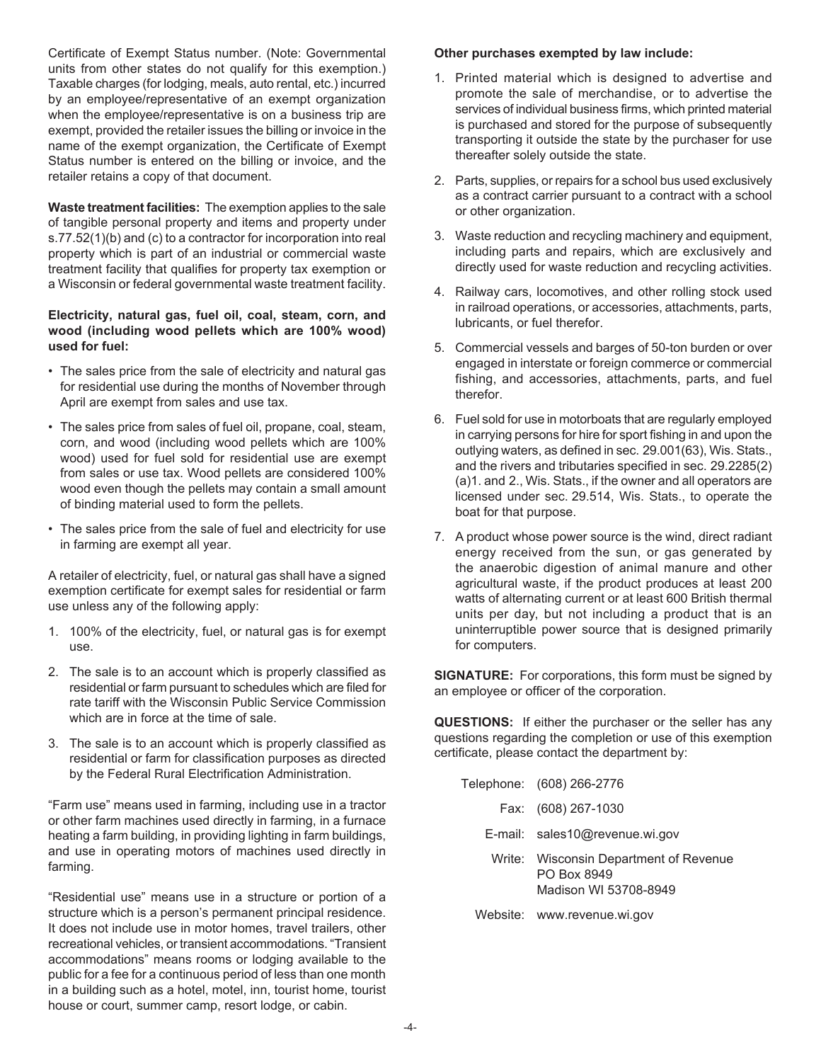Certificate of Exempt Status number. (Note: Governmental units from other states do not qualify for this exemption.) Taxable charges (for lodging, meals, auto rental, etc.) incurred by an employee/representative of an exempt organization when the employee/representative is on a business trip are exempt, provided the retailer issues the billing or invoice in the name of the exempt organization, the Certificate of Exempt Status number is entered on the billing or invoice, and the retailer retains a copy of that document.

**Waste treatment facilities:** The exemption applies to the sale of tangible personal property and items and property under s.77.52(1)(b) and (c) to a contractor for incorporation into real property which is part of an industrial or commercial waste treatment facility that qualifies for property tax exemption or a Wisconsin or federal governmental waste treatment facility.

**Electricity, natural gas, fuel oil, coal, steam, corn, and wood (including wood pellets which are 100% wood) used for fuel:**

- The sales price from the sale of electricity and natural gas for residential use during the months of November through April are exempt from sales and use tax.
- The sales price from sales of fuel oil, propane, coal, steam, corn, and wood (including wood pellets which are 100% wood) used for fuel sold for residential use are exempt from sales or use tax. Wood pellets are considered 100% wood even though the pellets may contain a small amount of binding material used to form the pellets.
- The sales price from the sale of fuel and electricity for use in farming are exempt all year.

A retailer of electricity, fuel, or natural gas shall have a signed exemption certificate for exempt sales for residential or farm use unless any of the following apply:

1. 100% of the electricity, fuel, or natural gas is for exempt use.
2. The sale is to an account which is properly classified as residential or farm pursuant to schedules which are filed for rate tariff with the Wisconsin Public Service Commission which are in force at the time of sale.
3. The sale is to an account which is properly classified as residential or farm for classification purposes as directed by the Federal Rural Electrification Administration.

"Farm use" means used in farming, including use in a tractor or other farm machines used directly in farming, in a furnace heating a farm building, in providing lighting in farm buildings, and use in operating motors of machines used directly in farming.

"Residential use" means use in a structure or portion of a structure which is a person's permanent principal residence. It does not include use in motor homes, travel trailers, other recreational vehicles, or transient accommodations. "Transient accommodations" means rooms or lodging available to the public for a fee for a continuous period of less than one month in a building such as a hotel, motel, inn, tourist home, tourist house or court, summer camp, resort lodge, or cabin.

**Other purchases exempted by law include:**

1. Printed material which is designed to advertise and promote the sale of merchandise, or to advertise the services of individual business firms, which printed material is purchased and stored for the purpose of subsequently transporting it outside the state by the purchaser for use thereafter solely outside the state.
2. Parts, supplies, or repairs for a school bus used exclusively as a contract carrier pursuant to a contract with a school or other organization.
3. Waste reduction and recycling machinery and equipment, including parts and repairs, which are exclusively and directly used for waste reduction and recycling activities.
4. Railway cars, locomotives, and other rolling stock used in railroad operations, or accessories, attachments, parts, lubricants, or fuel therefor.
5. Commercial vessels and barges of 50-ton burden or over engaged in interstate or foreign commerce or commercial fishing, and accessories, attachments, parts, and fuel therefor.
6. Fuel sold for use in motorboats that are regularly employed in carrying persons for hire for sport fishing in and upon the outlying waters, as defined in sec. 29.001(63), Wis. Stats., and the rivers and tributaries specified in sec. 29.2285(2)(a)1. and 2., Wis. Stats., if the owner and all operators are licensed under sec. 29.514, Wis. Stats., to operate the boat for that purpose.
7. A product whose power source is the wind, direct radiant energy received from the sun, or gas generated by the anaerobic digestion of animal manure and other agricultural waste, if the product produces at least 200 watts of alternating current or at least 600 British thermal units per day, but not including a product that is an uninterruptible power source that is designed primarily for computers.

**SIGNATURE:** For corporations, this form must be signed by an employee or officer of the corporation.

**QUESTIONS:** If either the purchaser or the seller has any questions regarding the completion or use of this exemption certificate, please contact the department by:

Telephone: (608) 266-2776

Fax: (608) 267-1030

E-mail: sales10@revenue.wi.gov

Write: Wisconsin Department of Revenue
PO Box 8949
Madison WI 53708-8949

Website: www.revenue.wi.gov